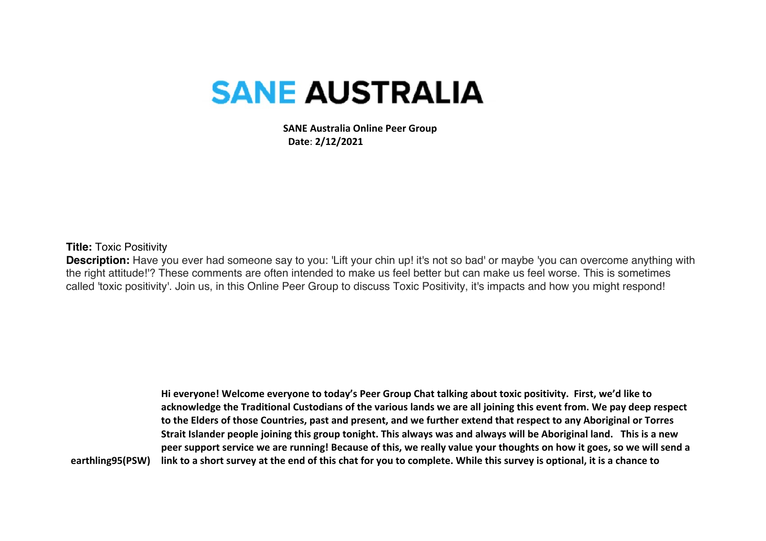# SANE AUSTRALIA

**SANE Australia Online Peer Group**
**Date: 2/12/2021**

**Title:** Toxic Positivity
**Description:** Have you ever had someone say to you: 'Lift your chin up! it's not so bad' or maybe 'you can overcome anything with the right attitude!'? These comments are often intended to make us feel better but can make us feel worse. This is sometimes called 'toxic positivity'. Join us, in this Online Peer Group to discuss Toxic Positivity, it's impacts and how you might respond!

| | |
|---|---|
| **earthling95(PSW)** | **Hi everyone! Welcome everyone to today's Peer Group Chat talking about toxic positivity. First, we'd like to acknowledge the Traditional Custodians of the various lands we are all joining this event from. We pay deep respect to the Elders of those Countries, past and present, and we further extend that respect to any Aboriginal or Torres Strait Islander people joining this group tonight. This always was and always will be Aboriginal land. This is a new peer support service we are running! Because of this, we really value your thoughts on how it goes, so we will send a link to a short survey at the end of this chat for you to complete. While this survey is optional, it is a chance to** |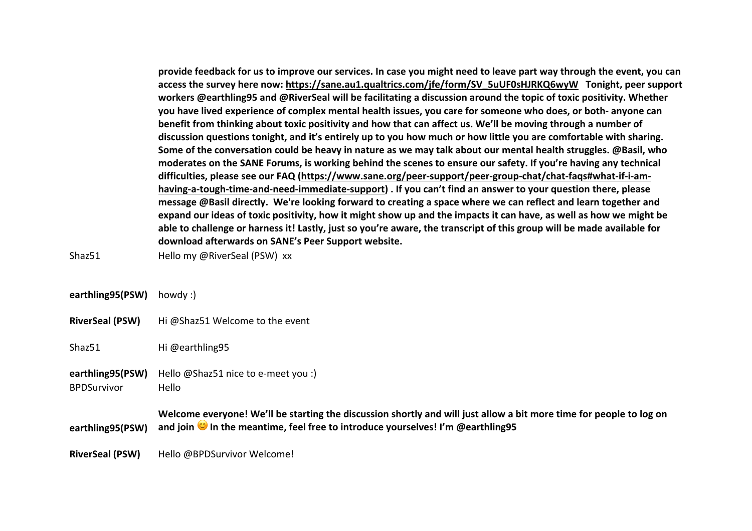| | |
|---|---|
| | **provide feedback for us to improve our services. In case you might need to leave part way through the event, you can access the survey here now: https://sane.au1.qualtrics.com/jfe/form/SV_5uUF0sHJRKQ6wyW Tonight, peer support workers @earthling95 and @RiverSeal will be facilitating a discussion around the topic of toxic positivity. Whether you have lived experience of complex mental health issues, you care for someone who does, or both- anyone can benefit from thinking about toxic positivity and how that can affect us. We'll be moving through a number of discussion questions tonight, and it's entirely up to you how much or how little you are comfortable with sharing. Some of the conversation could be heavy in nature as we may talk about our mental health struggles. @Basil, who moderates on the SANE Forums, is working behind the scenes to ensure our safety. If you're having any technical difficulties, please see our FAQ (https://www.sane.org/peer-support/peer-group-chat/chat-faqs#what-if-i-am-having-a-tough-time-and-need-immediate-support) . If you can't find an answer to your question there, please message @Basil directly. We're looking forward to creating a space where we can reflect and learn together and expand our ideas of toxic positivity, how it might show up and the impacts it can have, as well as how we might be able to challenge or harness it! Lastly, just so you're aware, the transcript of this group will be made available for download afterwards on SANE's Peer Support website.** |
| Shaz51 | Hello my @RiverSeal (PSW) xx |
| **earthling95(PSW)** | howdy :) |
| **RiverSeal (PSW)** | Hi @Shaz51 Welcome to the event |
| Shaz51 | Hi @earthling95 |
| **earthling95(PSW)** | Hello @Shaz51 nice to e-meet you :) |
| BPDSurvivor | Hello |
| **earthling95(PSW)** | **Welcome everyone! We'll be starting the discussion shortly and will just allow a bit more time for people to log on and join 😊 In the meantime, feel free to introduce yourselves! I'm @earthling95** |
| **RiverSeal (PSW)** | Hello @BPDSurvivor Welcome! |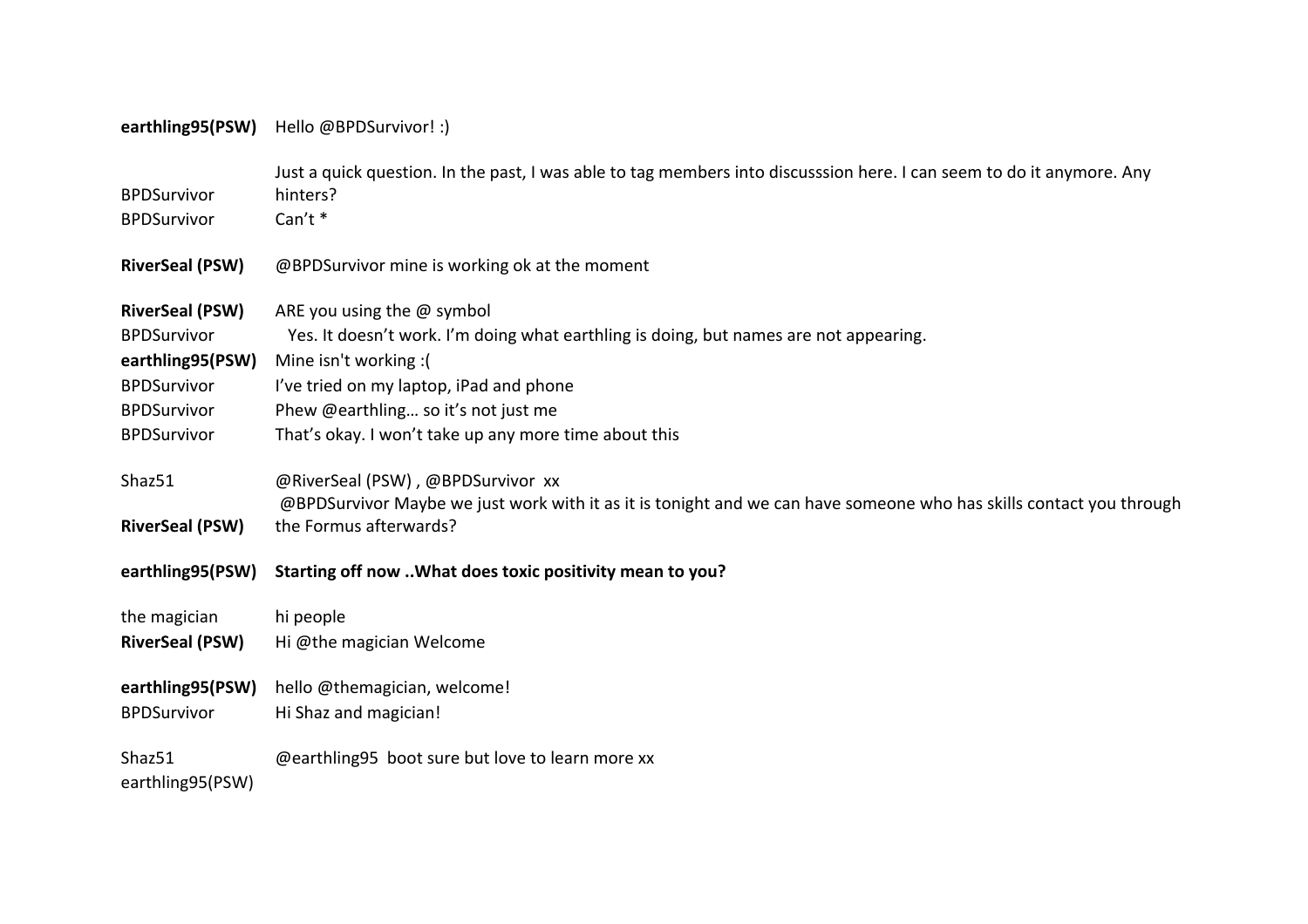**earthling95(PSW)** Hello @BPDSurvivor! :)

BPDSurvivor Just a quick question. In the past, I was able to tag members into discusssion here. I can seem to do it anymore. Any hinters?

BPDSurvivor Can't *

**RiverSeal (PSW)** @BPDSurvivor mine is working ok at the moment

**RiverSeal (PSW)** ARE you using the @ symbol

BPDSurvivor Yes. It doesn't work. I'm doing what earthling is doing, but names are not appearing.

**earthling95(PSW)** Mine isn't working :(

BPDSurvivor I've tried on my laptop, iPad and phone

BPDSurvivor Phew @earthling… so it's not just me

BPDSurvivor That's okay. I won't take up any more time about this

Shaz51 @RiverSeal (PSW) , @BPDSurvivor xx

**RiverSeal (PSW)** @BPDSurvivor Maybe we just work with it as it is tonight and we can have someone who has skills contact you through the Formus afterwards?

**earthling95(PSW)** **Starting off now ..What does toxic positivity mean to you?**

the magician hi people

**RiverSeal (PSW)** Hi @the magician Welcome

**earthling95(PSW)** hello @themagician, welcome!

BPDSurvivor Hi Shaz and magician!

Shaz51 @earthling95 boot sure but love to learn more xx

earthling95(PSW)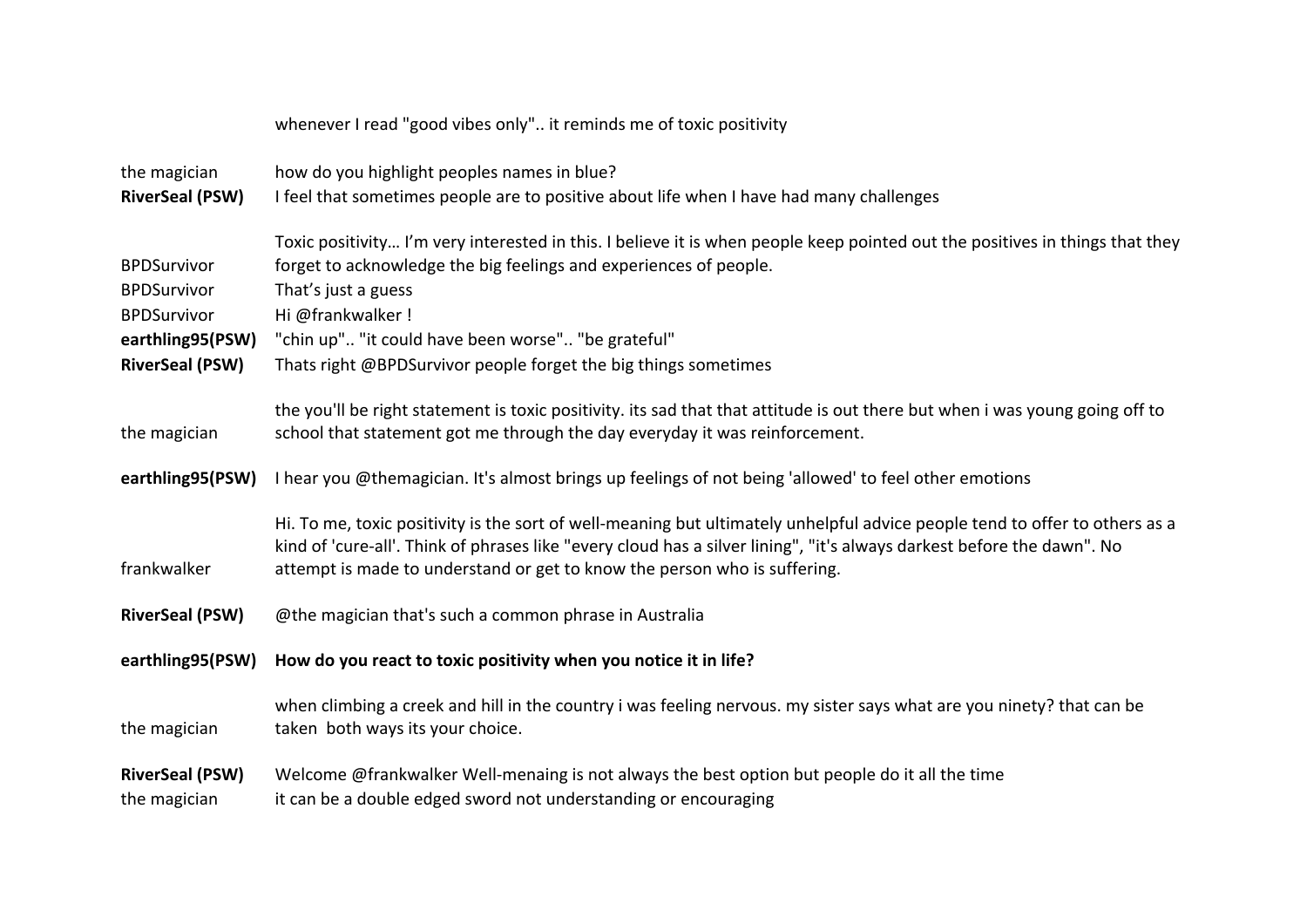| | |
|---|---|
| | whenever I read "good vibes only".. it reminds me of toxic positivity |
| the magician | how do you highlight peoples names in blue? |
| **RiverSeal (PSW)** | I feel that sometimes people are to positive about life when I have had many challenges |
| BPDSurvivor | Toxic positivity… I'm very interested in this. I believe it is when people keep pointed out the positives in things that they forget to acknowledge the big feelings and experiences of people. |
| BPDSurvivor | That's just a guess |
| BPDSurvivor | Hi @frankwalker ! |
| **earthling95(PSW)** | "chin up".. "it could have been worse".. "be grateful" |
| **RiverSeal (PSW)** | Thats right @BPDSurvivor people forget the big things sometimes |
| the magician | the you'll be right statement is toxic positivity. its sad that that attitude is out there but when i was young going off to school that statement got me through the day everyday it was reinforcement. |
| **earthling95(PSW)** | I hear you @themagician. It's almost brings up feelings of not being 'allowed' to feel other emotions |
| frankwalker | Hi. To me, toxic positivity is the sort of well-meaning but ultimately unhelpful advice people tend to offer to others as a kind of 'cure-all'. Think of phrases like "every cloud has a silver lining", "it's always darkest before the dawn". No attempt is made to understand or get to know the person who is suffering. |
| **RiverSeal (PSW)** | @the magician that's such a common phrase in Australia |
| **earthling95(PSW)** | **How do you react to toxic positivity when you notice it in life?** |
| the magician | when climbing a creek and hill in the country i was feeling nervous. my sister says what are you ninety? that can be taken both ways its your choice. |
| **RiverSeal (PSW)** | Welcome @frankwalker Well-menaing is not always the best option but people do it all the time |
| the magician | it can be a double edged sword not understanding or encouraging |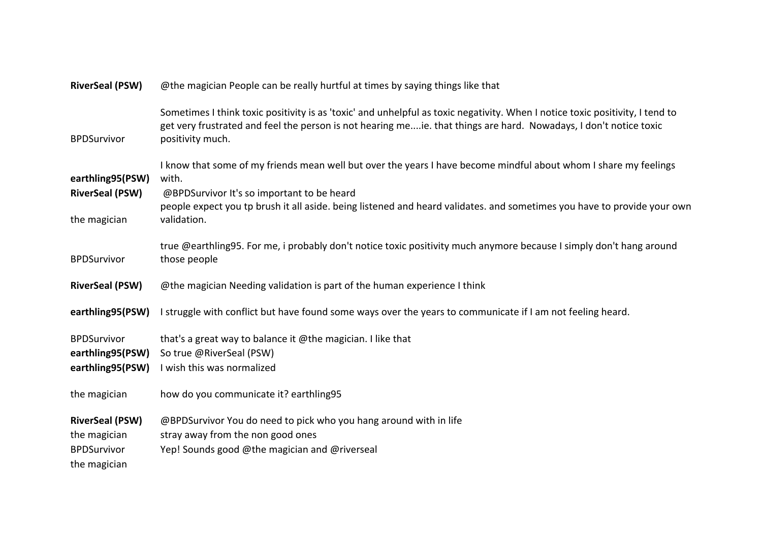| | |
|---|---|
| **RiverSeal (PSW)** | @the magician People can be really hurtful at times by saying things like that |
| BPDSurvivor | Sometimes I think toxic positivity is as 'toxic' and unhelpful as toxic negativity. When I notice toxic positivity, I tend to get very frustrated and feel the person is not hearing me....ie. that things are hard. Nowadays, I don't notice toxic positivity much. |
| **earthling95(PSW)** | I know that some of my friends mean well but over the years I have become mindful about whom I share my feelings with. |
| **RiverSeal (PSW)** | @BPDSurvivor It's so important to be heard |
| the magician | people expect you tp brush it all aside. being listened and heard validates. and sometimes you have to provide your own validation. |
| BPDSurvivor | true @earthling95. For me, i probably don't notice toxic positivity much anymore because I simply don't hang around those people |
| **RiverSeal (PSW)** | @the magician Needing validation is part of the human experience I think |
| **earthling95(PSW)** | I struggle with conflict but have found some ways over the years to communicate if I am not feeling heard. |
| BPDSurvivor | that's a great way to balance it @the magician. I like that |
| **earthling95(PSW)** | So true @RiverSeal (PSW) |
| **earthling95(PSW)** | I wish this was normalized |
| the magician | how do you communicate it? earthling95 |
| **RiverSeal (PSW)** | @BPDSurvivor You do need to pick who you hang around with in life |
| the magician | stray away from the non good ones |
| BPDSurvivor | Yep! Sounds good @the magician and @riverseal |
| the magician | |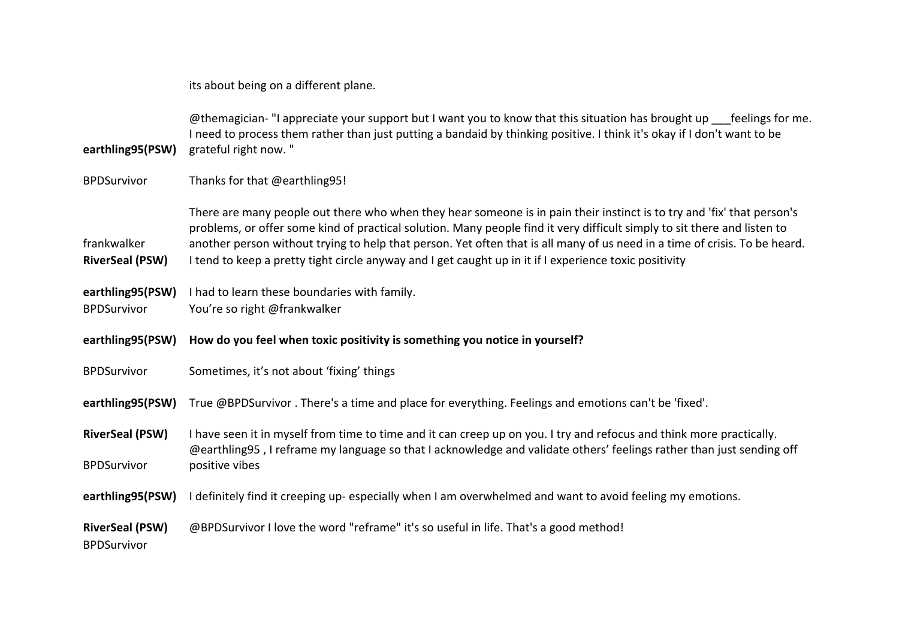| | |
|---|---|
| | its about being on a different plane. |
| **earthling95(PSW)** | @themagician- "I appreciate your support but I want you to know that this situation has brought up ___feelings for me. I need to process them rather than just putting a bandaid by thinking positive. I think it's okay if I don't want to be grateful right now. " |
| BPDSurvivor | Thanks for that @earthling95! |
| frankwalker | There are many people out there who when they hear someone is in pain their instinct is to try and 'fix' that person's problems, or offer some kind of practical solution. Many people find it very difficult simply to sit there and listen to another person without trying to help that person. Yet often that is all many of us need in a time of crisis. To be heard. |
| **RiverSeal (PSW)** | I tend to keep a pretty tight circle anyway and I get caught up in it if I experience toxic positivity |
| **earthling95(PSW)** | I had to learn these boundaries with family. |
| BPDSurvivor | You're so right @frankwalker |
| **earthling95(PSW)** | **How do you feel when toxic positivity is something you notice in yourself?** |
| BPDSurvivor | Sometimes, it's not about 'fixing' things |
| **earthling95(PSW)** | True @BPDSurvivor . There's a time and place for everything. Feelings and emotions can't be 'fixed'. |
| **RiverSeal (PSW)** | I have seen it in myself from time to time and it can creep up on you. I try and refocus and think more practically. |
| BPDSurvivor | @earthling95 , I reframe my language so that I acknowledge and validate others' feelings rather than just sending off positive vibes |
| **earthling95(PSW)** | I definitely find it creeping up- especially when I am overwhelmed and want to avoid feeling my emotions. |
| **RiverSeal (PSW)** | @BPDSurvivor I love the word "reframe" it's so useful in life. That's a good method! |
| BPDSurvivor | |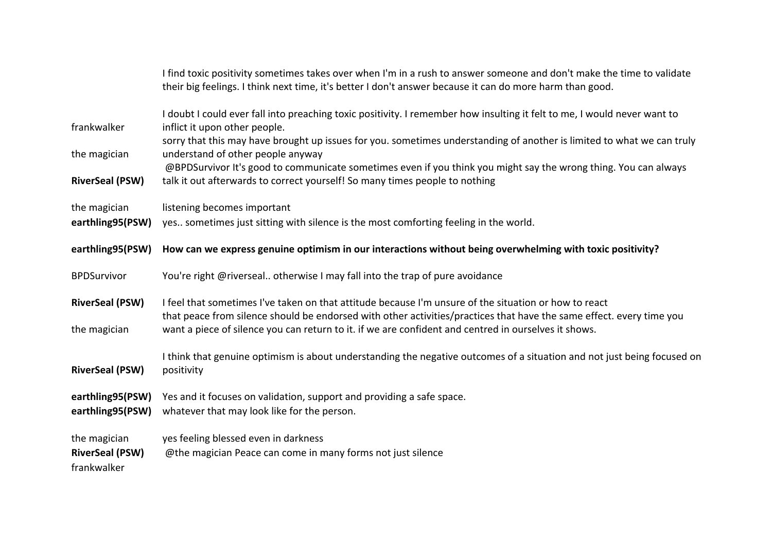| | |
|---|---|
| | I find toxic positivity sometimes takes over when I'm in a rush to answer someone and don't make the time to validate their big feelings. I think next time, it's better I don't answer because it can do more harm than good. |
| frankwalker | I doubt I could ever fall into preaching toxic positivity. I remember how insulting it felt to me, I would never want to inflict it upon other people. |
| the magician | sorry that this may have brought up issues for you. sometimes understanding of another is limited to what we can truly understand of other people anyway |
| **RiverSeal (PSW)** | @BPDSurvivor It's good to communicate sometimes even if you think you might say the wrong thing. You can always talk it out afterwards to correct yourself! So many times people to nothing |
| the magician | listening becomes important |
| **earthling95(PSW)** | yes.. sometimes just sitting with silence is the most comforting feeling in the world. |
| **earthling95(PSW)** | **How can we express genuine optimism in our interactions without being overwhelming with toxic positivity?** |
| BPDSurvivor | You're right @riverseal.. otherwise I may fall into the trap of pure avoidance |
| **RiverSeal (PSW)** | I feel that sometimes I've taken on that attitude because I'm unsure of the situation or how to react |
| the magician | that peace from silence should be endorsed with other activities/practices that have the same effect. every time you want a piece of silence you can return to it. if we are confident and centred in ourselves it shows. |
| **RiverSeal (PSW)** | I think that genuine optimism is about understanding the negative outcomes of a situation and not just being focused on positivity |
| **earthling95(PSW)** | Yes and it focuses on validation, support and providing a safe space. |
| **earthling95(PSW)** | whatever that may look like for the person. |
| the magician | yes feeling blessed even in darkness |
| **RiverSeal (PSW)** | @the magician Peace can come in many forms not just silence |
| frankwalker | |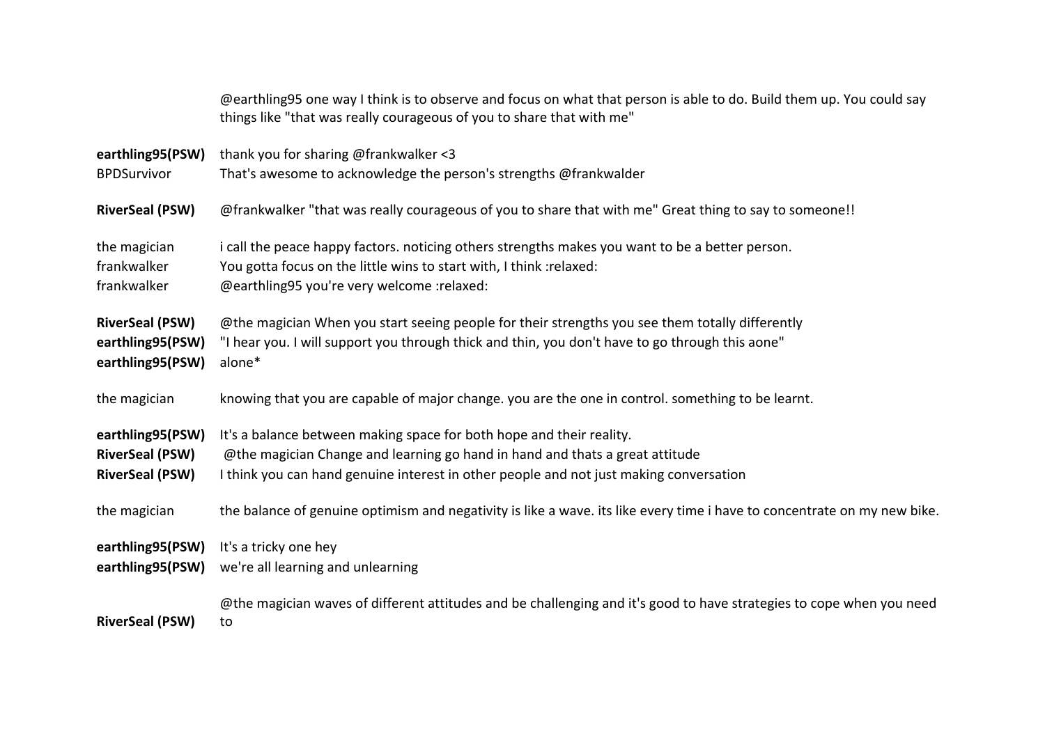| | |
|---|---|
| | @earthling95 one way I think is to observe and focus on what that person is able to do. Build them up. You could say things like "that was really courageous of you to share that with me" |
| **earthling95(PSW)** | thank you for sharing @frankwalker <3 |
| BPDSurvivor | That's awesome to acknowledge the person's strengths @frankwalder |
| **RiverSeal (PSW)** | @frankwalker "that was really courageous of you to share that with me" Great thing to say to someone!! |
| the magician | i call the peace happy factors. noticing others strengths makes you want to be a better person. |
| frankwalker | You gotta focus on the little wins to start with, I think :relaxed: |
| frankwalker | @earthling95 you're very welcome :relaxed: |
| **RiverSeal (PSW)** | @the magician When you start seeing people for their strengths you see them totally differently |
| **earthling95(PSW)** | "I hear you. I will support you through thick and thin, you don't have to go through this aone" |
| **earthling95(PSW)** | alone* |
| the magician | knowing that you are capable of major change. you are the one in control. something to be learnt. |
| **earthling95(PSW)** | It's a balance between making space for both hope and their reality. |
| **RiverSeal (PSW)** | @the magician Change and learning go hand in hand and thats a great attitude |
| **RiverSeal (PSW)** | I think you can hand genuine interest in other people and not just making conversation |
| the magician | the balance of genuine optimism and negativity is like a wave. its like every time i have to concentrate on my new bike. |
| **earthling95(PSW)** | It's a tricky one hey |
| **earthling95(PSW)** | we're all learning and unlearning |
| **RiverSeal (PSW)** | @the magician waves of different attitudes and be challenging and it's good to have strategies to cope when you need to |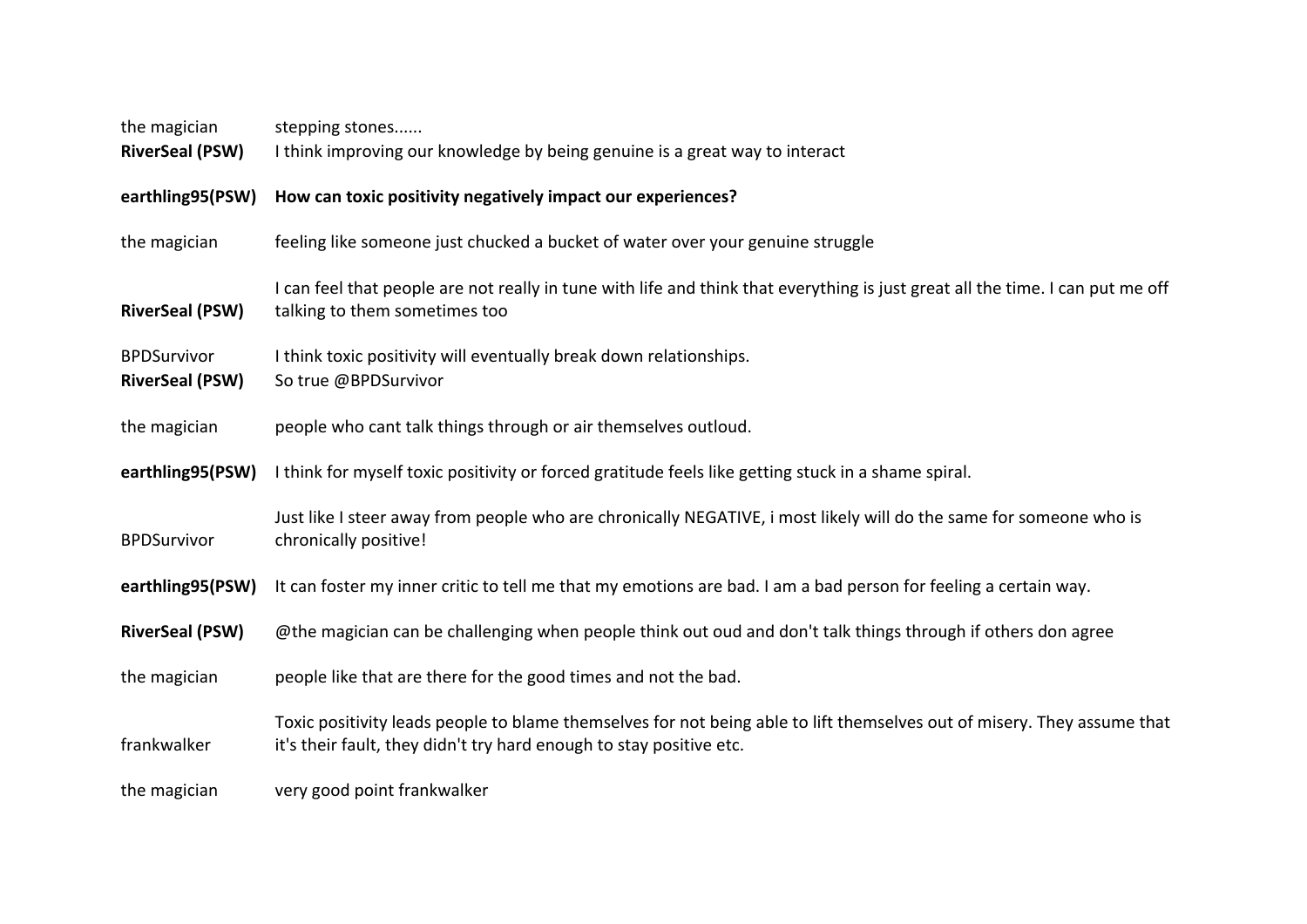| | |
|---|---|
| the magician | stepping stones...... |
| **RiverSeal (PSW)** | I think improving our knowledge by being genuine is a great way to interact |
| **earthling95(PSW)** | **How can toxic positivity negatively impact our experiences?** |
| the magician | feeling like someone just chucked a bucket of water over your genuine struggle |
| **RiverSeal (PSW)** | I can feel that people are not really in tune with life and think that everything is just great all the time. I can put me off talking to them sometimes too |
| BPDSurvivor | I think toxic positivity will eventually break down relationships. |
| **RiverSeal (PSW)** | So true @BPDSurvivor |
| the magician | people who cant talk things through or air themselves outloud. |
| **earthling95(PSW)** | I think for myself toxic positivity or forced gratitude feels like getting stuck in a shame spiral. |
| BPDSurvivor | Just like I steer away from people who are chronically NEGATIVE, i most likely will do the same for someone who is chronically positive! |
| **earthling95(PSW)** | It can foster my inner critic to tell me that my emotions are bad. I am a bad person for feeling a certain way. |
| **RiverSeal (PSW)** | @the magician can be challenging when people think out oud and don't talk things through if others don agree |
| the magician | people like that are there for the good times and not the bad. |
| frankwalker | Toxic positivity leads people to blame themselves for not being able to lift themselves out of misery. They assume that it's their fault, they didn't try hard enough to stay positive etc. |
| the magician | very good point frankwalker |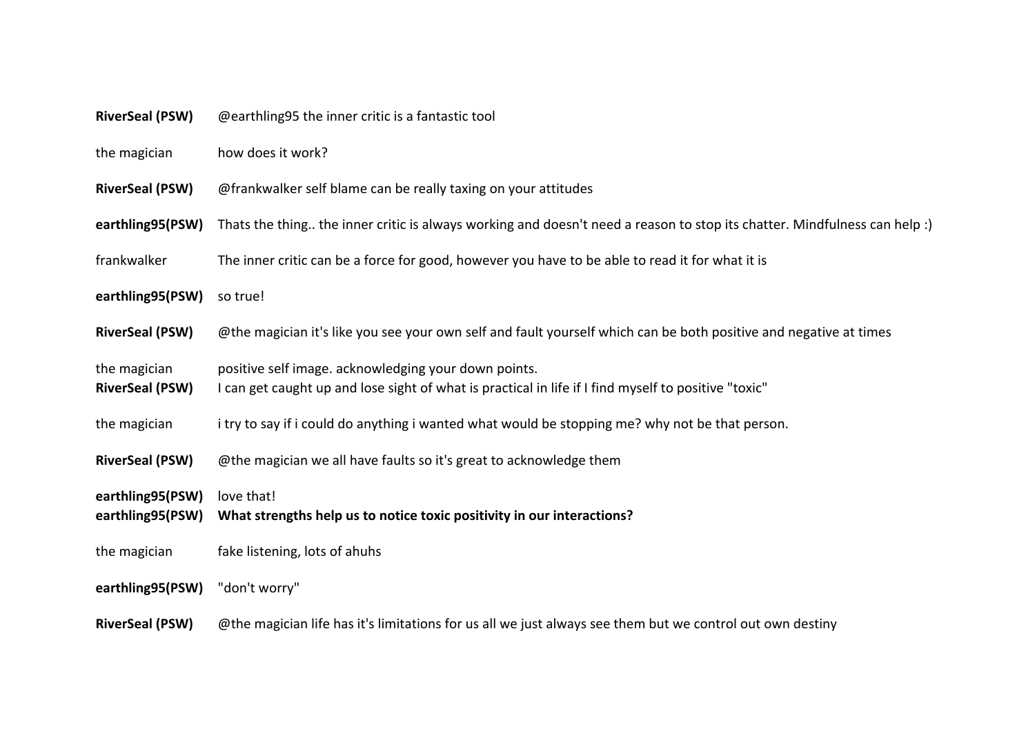| | |
|---|---|
| **RiverSeal (PSW)** | @earthling95 the inner critic is a fantastic tool |
| the magician | how does it work? |
| **RiverSeal (PSW)** | @frankwalker self blame can be really taxing on your attitudes |
| **earthling95(PSW)** | Thats the thing.. the inner critic is always working and doesn't need a reason to stop its chatter. Mindfulness can help :) |
| frankwalker | The inner critic can be a force for good, however you have to be able to read it for what it is |
| **earthling95(PSW)** | so true! |
| **RiverSeal (PSW)** | @the magician it's like you see your own self and fault yourself which can be both positive and negative at times |
| the magician | positive self image. acknowledging your down points. |
| **RiverSeal (PSW)** | I can get caught up and lose sight of what is practical in life if I find myself to positive "toxic" |
| the magician | i try to say if i could do anything i wanted what would be stopping me? why not be that person. |
| **RiverSeal (PSW)** | @the magician we all have faults so it's great to acknowledge them |
| **earthling95(PSW)** | love that! |
| **earthling95(PSW)** | **What strengths help us to notice toxic positivity in our interactions?** |
| the magician | fake listening, lots of ahuhs |
| **earthling95(PSW)** | "don't worry" |
| **RiverSeal (PSW)** | @the magician life has it's limitations for us all we just always see them but we control out own destiny |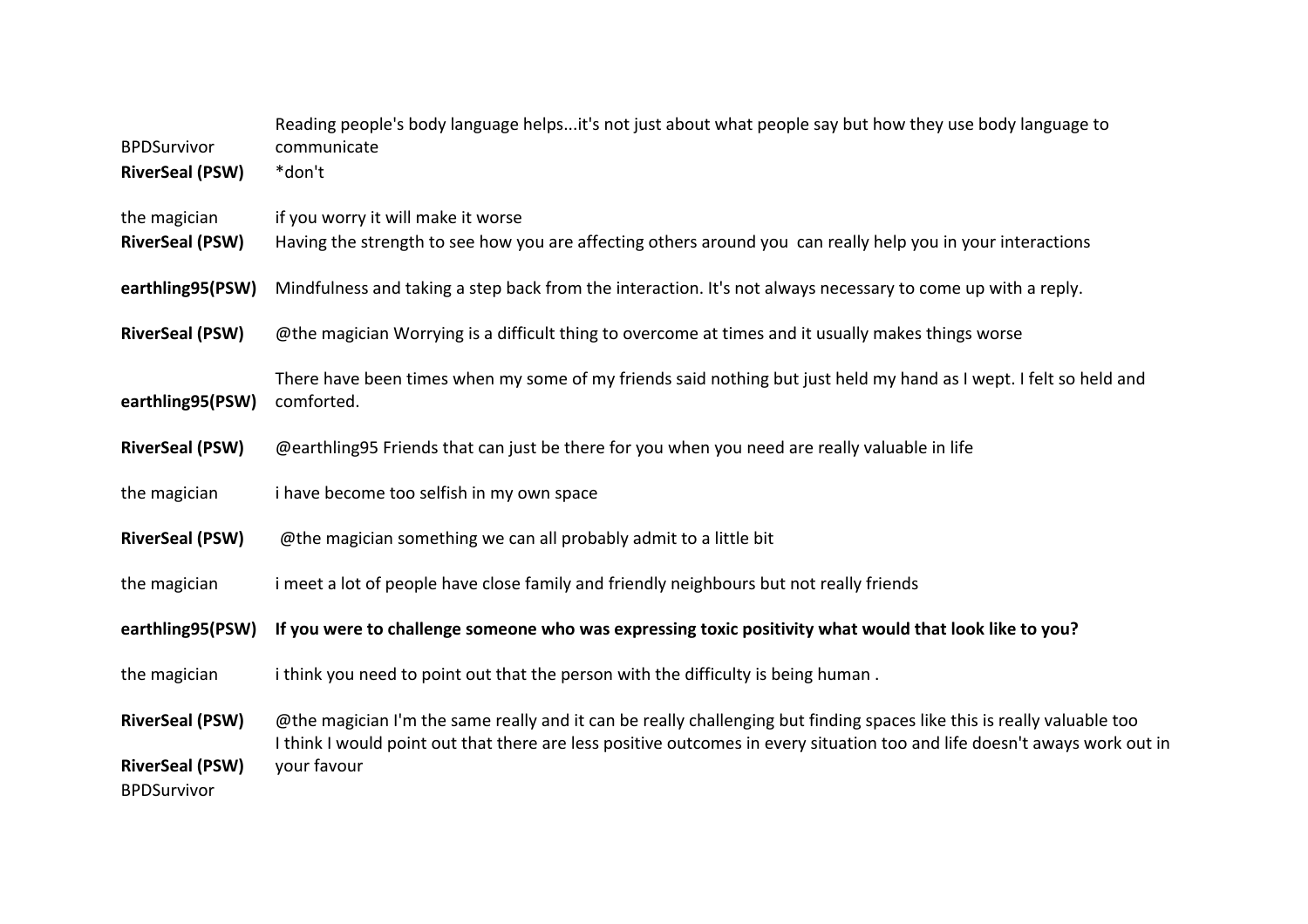| | |
|---|---|
| BPDSurvivor | Reading people's body language helps...it's not just about what people say but how they use body language to communicate |
| **RiverSeal (PSW)** | *don't |
| the magician | if you worry it will make it worse |
| **RiverSeal (PSW)** | Having the strength to see how you are affecting others around you  can really help you in your interactions |
| **earthling95(PSW)** | Mindfulness and taking a step back from the interaction. It's not always necessary to come up with a reply. |
| **RiverSeal (PSW)** | @the magician Worrying is a difficult thing to overcome at times and it usually makes things worse |
| **earthling95(PSW)** | There have been times when my some of my friends said nothing but just held my hand as I wept. I felt so held and comforted. |
| **RiverSeal (PSW)** | @earthling95 Friends that can just be there for you when you need are really valuable in life |
| the magician | i have become too selfish in my own space |
| **RiverSeal (PSW)** | @the magician something we can all probably admit to a little bit |
| the magician | i meet a lot of people have close family and friendly neighbours but not really friends |
| **earthling95(PSW)** | **If you were to challenge someone who was expressing toxic positivity what would that look like to you?** |
| the magician | i think you need to point out that the person with the difficulty is being human . |
| **RiverSeal (PSW)** | @the magician I'm the same really and it can be really challenging but finding spaces like this is really valuable too |
| **RiverSeal (PSW)** | I think I would point out that there are less positive outcomes in every situation too and life doesn't aways work out in your favour |
| BPDSurvivor | |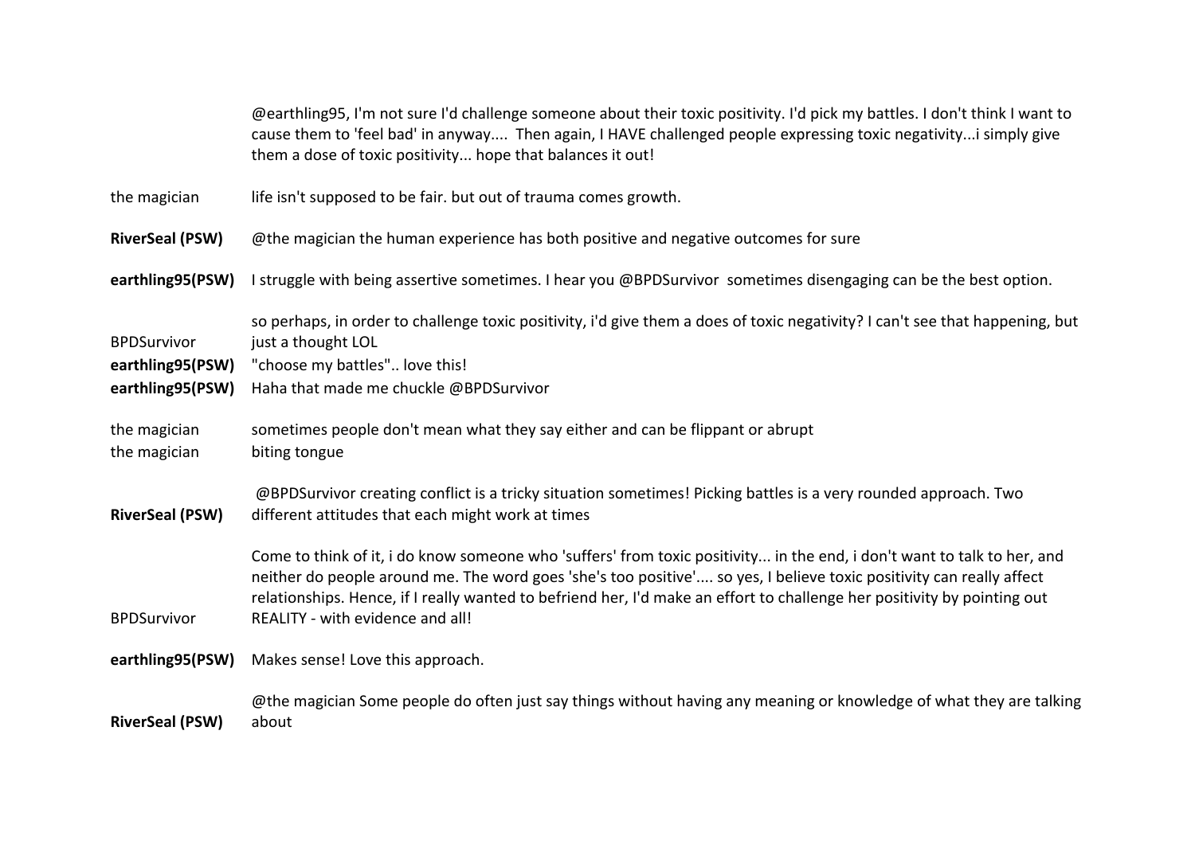| | |
|---|---|
| | @earthling95, I'm not sure I'd challenge someone about their toxic positivity. I'd pick my battles. I don't think I want to cause them to 'feel bad' in anyway.... Then again, I HAVE challenged people expressing toxic negativity...i simply give them a dose of toxic positivity... hope that balances it out! |
| the magician | life isn't supposed to be fair. but out of trauma comes growth. |
| **RiverSeal (PSW)** | @the magician the human experience has both positive and negative outcomes for sure |
| **earthling95(PSW)** | I struggle with being assertive sometimes. I hear you @BPDSurvivor sometimes disengaging can be the best option. |
| BPDSurvivor | so perhaps, in order to challenge toxic positivity, i'd give them a does of toxic negativity? I can't see that happening, but just a thought LOL |
| **earthling95(PSW)** | "choose my battles".. love this! |
| **earthling95(PSW)** | Haha that made me chuckle @BPDSurvivor |
| the magician | sometimes people don't mean what they say either and can be flippant or abrupt |
| the magician | biting tongue |
| **RiverSeal (PSW)** | @BPDSurvivor creating conflict is a tricky situation sometimes! Picking battles is a very rounded approach. Two different attitudes that each might work at times |
| BPDSurvivor | Come to think of it, i do know someone who 'suffers' from toxic positivity... in the end, i don't want to talk to her, and neither do people around me. The word goes 'she's too positive'.... so yes, I believe toxic positivity can really affect relationships. Hence, if I really wanted to befriend her, I'd make an effort to challenge her positivity by pointing out REALITY - with evidence and all! |
| **earthling95(PSW)** | Makes sense! Love this approach. |
| **RiverSeal (PSW)** | @the magician Some people do often just say things without having any meaning or knowledge of what they are talking about |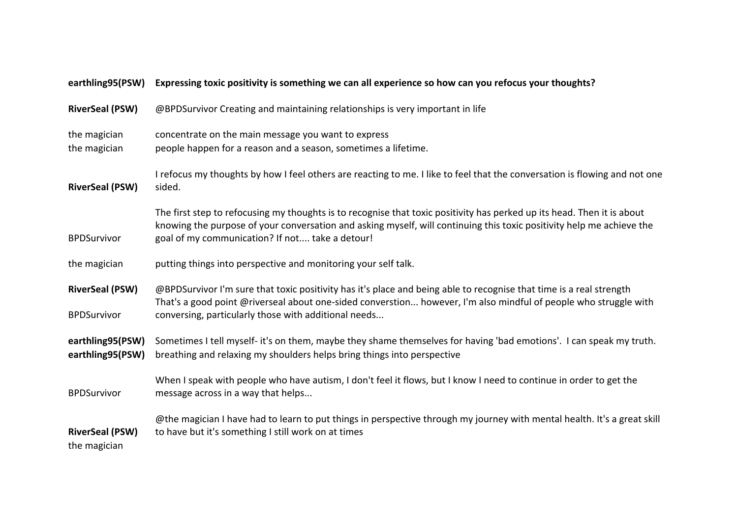| | |
|---|---|
| **earthling95(PSW)** | **Expressing toxic positivity is something we can all experience so how can you refocus your thoughts?** |
| **RiverSeal (PSW)** | @BPDSurvivor Creating and maintaining relationships is very important in life |
| the magician | concentrate on the main message you want to express |
| the magician | people happen for a reason and a season, sometimes a lifetime. |
| **RiverSeal (PSW)** | I refocus my thoughts by how I feel others are reacting to me. I like to feel that the conversation is flowing and not one sided. |
| BPDSurvivor | The first step to refocusing my thoughts is to recognise that toxic positivity has perked up its head. Then it is about knowing the purpose of your conversation and asking myself, will continuing this toxic positivity help me achieve the goal of my communication? If not.... take a detour! |
| the magician | putting things into perspective and monitoring your self talk. |
| **RiverSeal (PSW)** | @BPDSurvivor I'm sure that toxic positivity has it's place and being able to recognise that time is a real strength |
| BPDSurvivor | That's a good point @riverseal about one-sided converstion... however, I'm also mindful of people who struggle with conversing, particularly those with additional needs... |
| **earthling95(PSW)** | Sometimes I tell myself- it's on them, maybe they shame themselves for having 'bad emotions'. I can speak my truth. |
| **earthling95(PSW)** | breathing and relaxing my shoulders helps bring things into perspective |
| BPDSurvivor | When I speak with people who have autism, I don't feel it flows, but I know I need to continue in order to get the message across in a way that helps... |
| **RiverSeal (PSW)** | @the magician I have had to learn to put things in perspective through my journey with mental health. It's a great skill to have but it's something I still work on at times |
| the magician | |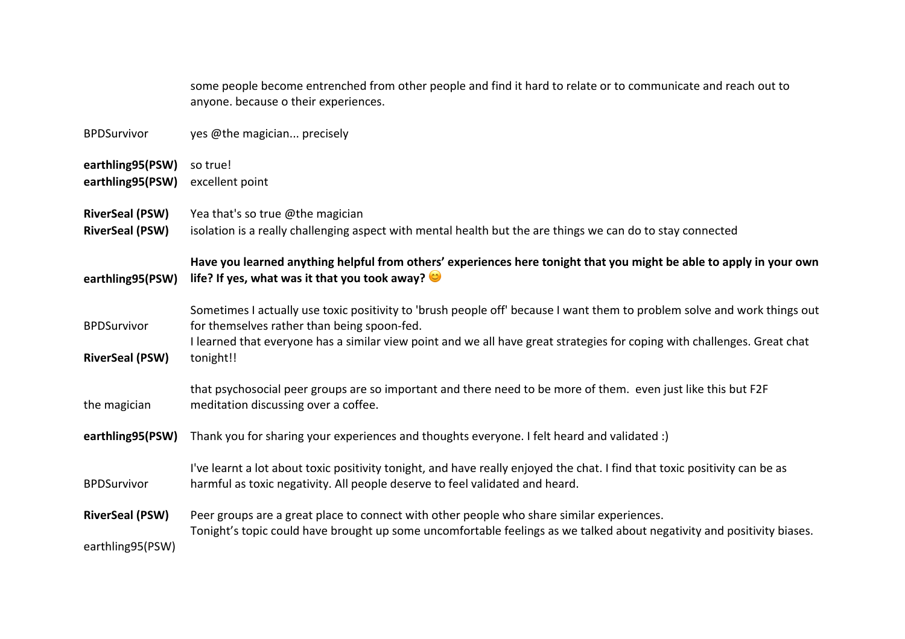| | |
|---|---|
| | some people become entrenched from other people and find it hard to relate or to communicate and reach out to anyone. because o their experiences. |
| BPDSurvivor | yes @the magician... precisely |
| **earthling95(PSW)** | so true! |
| **earthling95(PSW)** | excellent point |
| **RiverSeal (PSW)** | Yea that's so true @the magician |
| **RiverSeal (PSW)** | isolation is a really challenging aspect with mental health but the are things we can do to stay connected |
| **earthling95(PSW)** | **Have you learned anything helpful from others' experiences here tonight that you might be able to apply in your own life? If yes, what was it that you took away?** 😊 |
| BPDSurvivor | Sometimes I actually use toxic positivity to 'brush people off' because I want them to problem solve and work things out for themselves rather than being spoon-fed. |
| **RiverSeal (PSW)** | I learned that everyone has a similar view point and we all have great strategies for coping with challenges. Great chat tonight!! |
| the magician | that psychosocial peer groups are so important and there need to be more of them. even just like this but F2F meditation discussing over a coffee. |
| **earthling95(PSW)** | Thank you for sharing your experiences and thoughts everyone. I felt heard and validated :) |
| BPDSurvivor | I've learnt a lot about toxic positivity tonight, and have really enjoyed the chat. I find that toxic positivity can be as harmful as toxic negativity. All people deserve to feel validated and heard. |
| **RiverSeal (PSW)** | Peer groups are a great place to connect with other people who share similar experiences. |
| earthling95(PSW) | Tonight's topic could have brought up some uncomfortable feelings as we talked about negativity and positivity biases. |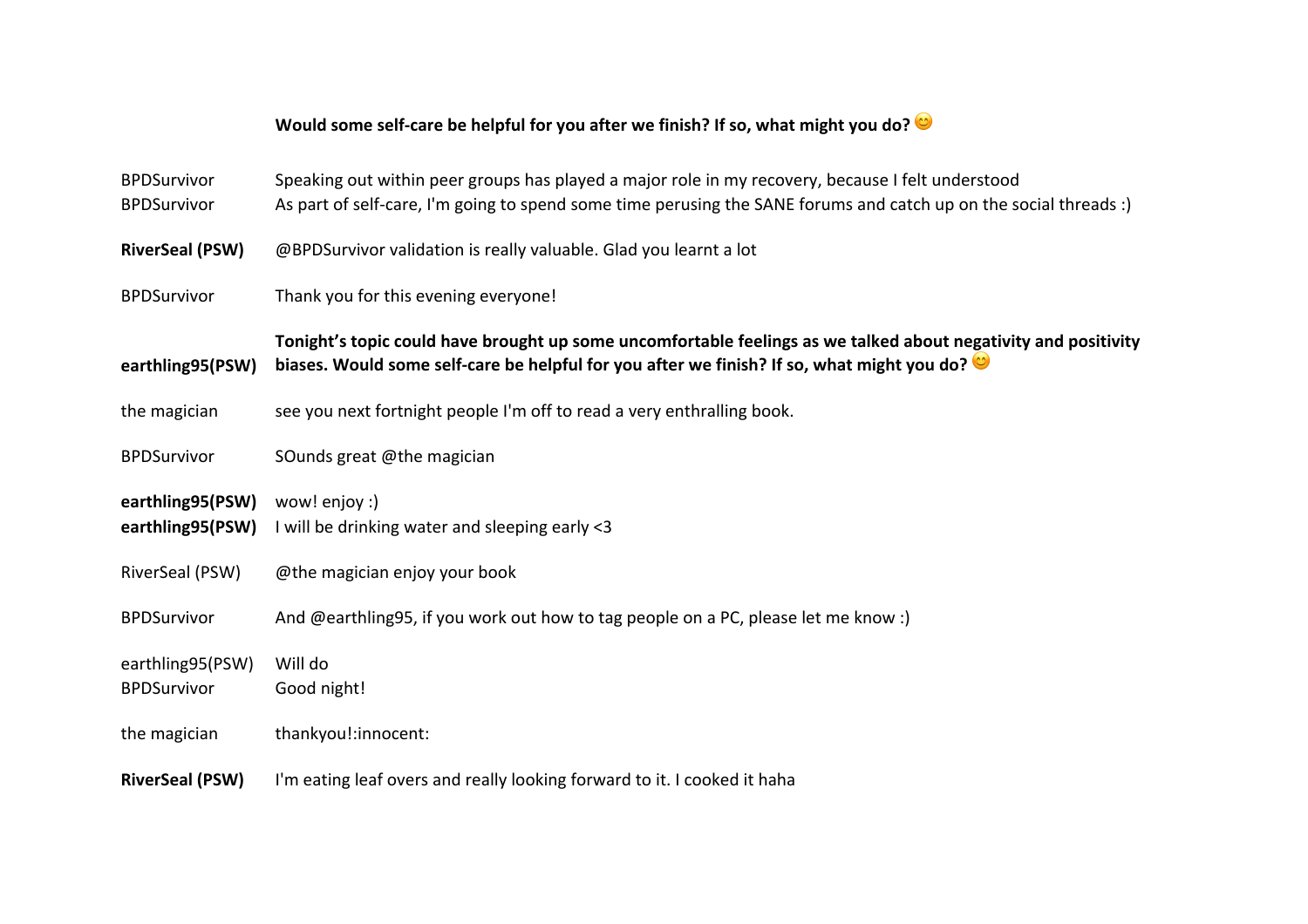**Would some self-care be helpful for you after we finish? If so, what might you do?** 😊

| | |
|---|---|
| BPDSurvivor | Speaking out within peer groups has played a major role in my recovery, because I felt understood |
| BPDSurvivor | As part of self-care, I'm going to spend some time perusing the SANE forums and catch up on the social threads :) |
| **RiverSeal (PSW)** | @BPDSurvivor validation is really valuable. Glad you learnt a lot |
| BPDSurvivor | Thank you for this evening everyone! |
| **earthling95(PSW)** | **Tonight's topic could have brought up some uncomfortable feelings as we talked about negativity and positivity biases. Would some self-care be helpful for you after we finish? If so, what might you do?** 😊 |
| the magician | see you next fortnight people I'm off to read a very enthralling book. |
| BPDSurvivor | SOunds great @the magician |
| **earthling95(PSW)** | wow! enjoy :) |
| **earthling95(PSW)** | I will be drinking water and sleeping early <3 |
| RiverSeal (PSW) | @the magician enjoy your book |
| BPDSurvivor | And @earthling95, if you work out how to tag people on a PC, please let me know :) |
| earthling95(PSW) | Will do |
| BPDSurvivor | Good night! |
| the magician | thankyou!:innocent: |
| **RiverSeal (PSW)** | I'm eating leaf overs and really looking forward to it. I cooked it haha |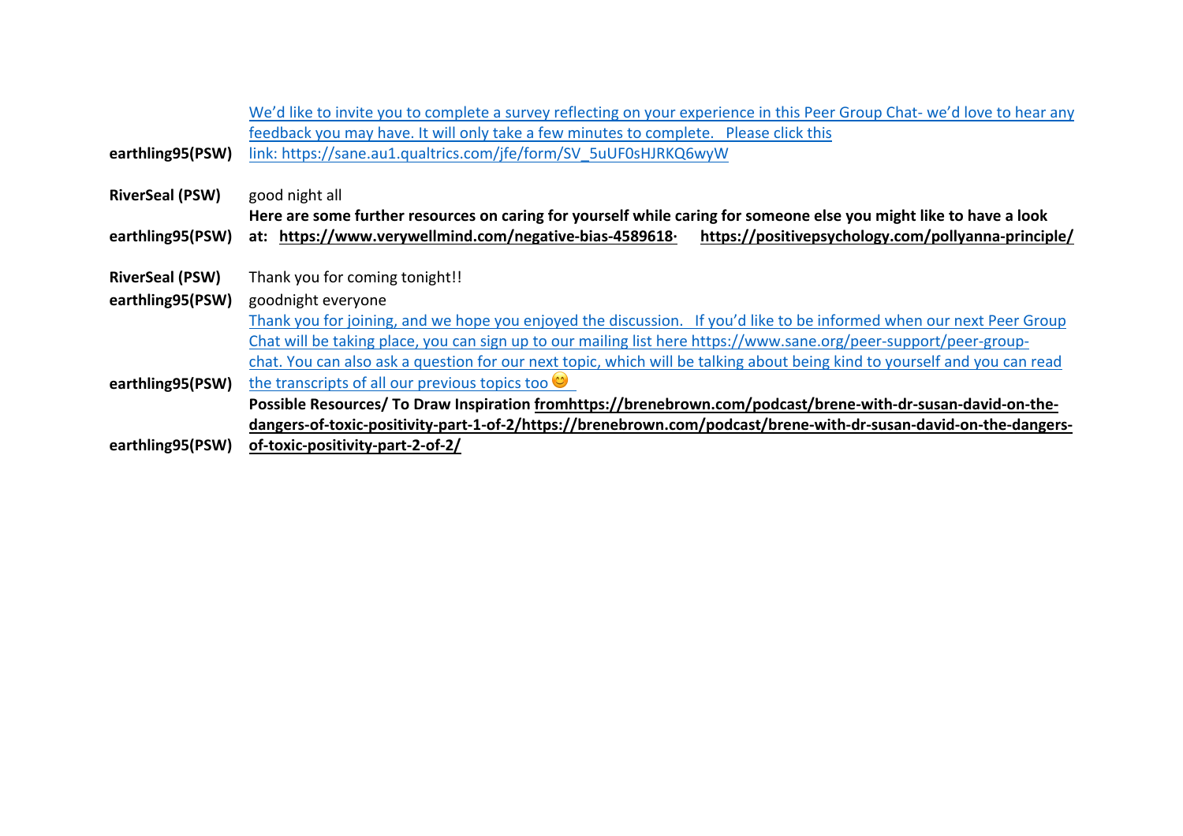| | |
|---|---|
| earthling95(PSW) | We'd like to invite you to complete a survey reflecting on your experience in this Peer Group Chat- we'd love to hear any feedback you may have. It will only take a few minutes to complete. Please click this link: https://sane.au1.qualtrics.com/jfe/form/SV_5uUF0sHJRKQ6wyW |
| RiverSeal (PSW) | good night all |
| earthling95(PSW) | **Here are some further resources on caring for yourself while caring for someone else you might like to have a look at: https://www.verywellmind.com/negative-bias-4589618· https://positivepsychology.com/pollyanna-principle/** |
| RiverSeal (PSW) | Thank you for coming tonight!! |
| earthling95(PSW) | goodnight everyone |
| earthling95(PSW) | Thank you for joining, and we hope you enjoyed the discussion. If you'd like to be informed when our next Peer Group Chat will be taking place, you can sign up to our mailing list here https://www.sane.org/peer-support/peer-group-chat. You can also ask a question for our next topic, which will be talking about being kind to yourself and you can read the transcripts of all our previous topics too 😊 |
| earthling95(PSW) | **Possible Resources/ To Draw Inspiration fromhttps://brenebrown.com/podcast/brene-with-dr-susan-david-on-the-dangers-of-toxic-positivity-part-1-of-2/https://brenebrown.com/podcast/brene-with-dr-susan-david-on-the-dangers-of-toxic-positivity-part-2-of-2/** |